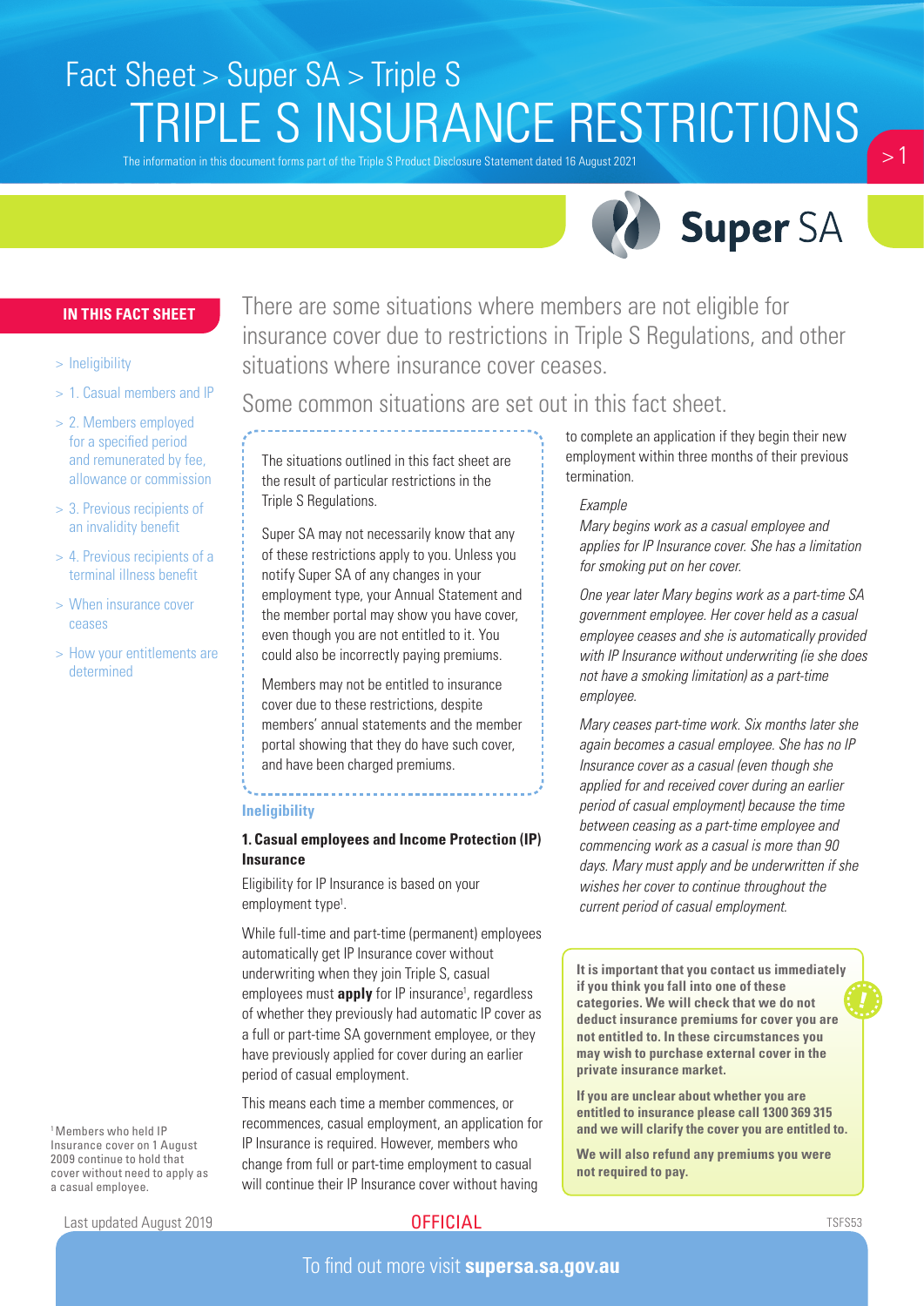Fact Sheet > Super SA > Triple S

# TRIPLE S INSURANCE RESTRICTIONS

The information in this document forms part of the Triple S Product Disclosure Statement dated 16 August 2021

**IN THIS FACT SHEET**

- Ineligibility
- 1. Casual members and IP
- 2. Members employed for a specified period and remunerated by fee, allowance or commission
- 3. Previous recipients of an invalidity benefit
- 4. Previous recipients of a terminal illness benefit
- When insurance cover ceases
- How your entitlements are determined

There are some situations where members are not eligible for insurance cover due to restrictions in Triple S Regulations, and other situations where insurance cover ceases.

Some common situations are set out in this fact sheet.

The situations outlined in this fact sheet are the result of particular restrictions in the Triple S Regulations.

Super SA may not necessarily know that any of these restrictions apply to you. Unless you notify Super SA of any changes in your employment type, your Annual Statement and the member portal may show you have cover, even though you are not entitled to it. You could also be incorrectly paying premiums.

Members may not be entitled to insurance cover due to these restrictions, despite members' annual statements and the member portal showing that they do have such cover, and have been charged premiums.

## Ineligibility

### 1. Casual employees and Income Protection (IP) Insurance

Eligibility for IP Insurance is based on your employment type[1].

While full-time and part-time (permanent) employees automatically get IP Insurance cover without underwriting when they join Triple S, casual employees must **apply** for IP insurance[1], regardless of whether they previously had automatic IP cover as a full or part-time SA government employee, or they have previously applied for cover during an earlier period of casual employment.

This means each time a member commences, or recommences, casual employment, an application for IP Insurance is required. However, members who change from full or part-time employment to casual will continue their IP Insurance cover without having to complete an application if they begin their new employment within three months of their previous termination.

*Example*

*Mary begins work as a casual employee and applies for IP Insurance cover. She has a limitation for smoking put on her cover.*

*One year later Mary begins work as a part-time SA government employee. Her cover held as a casual employee ceases and she is automatically provided with IP Insurance without underwriting (ie she does not have a smoking limitation) as a part-time employee.*

*Mary ceases part-time work. Six months later she again becomes a casual employee. She has no IP Insurance cover as a casual (even though she applied for and received cover during an earlier period of casual employment) because the time between ceasing as a part-time employee and commencing work as a casual is more than 90 days. Mary must apply and be underwritten if she wishes her cover to continue throughout the current period of casual employment.*

**It is important that you contact us immediately if you think you fall into one of these categories. We will check that we do not deduct insurance premiums for cover you are not entitled to. In these circumstances you may wish to purchase external cover in the private insurance market.**

**If you are unclear about whether you are entitled to insurance please call 1300 369 315 and we will clarify the cover you are entitled to.**

**We will also refund any premiums you were not required to pay.**

[1] Members who held IP Insurance cover on 1 August 2009 continue to hold that cover without need to apply as a casual employee.

Last updated August 2019

OFFICIAL

TSFS53

To find out more visit **supersa.sa.gov.au**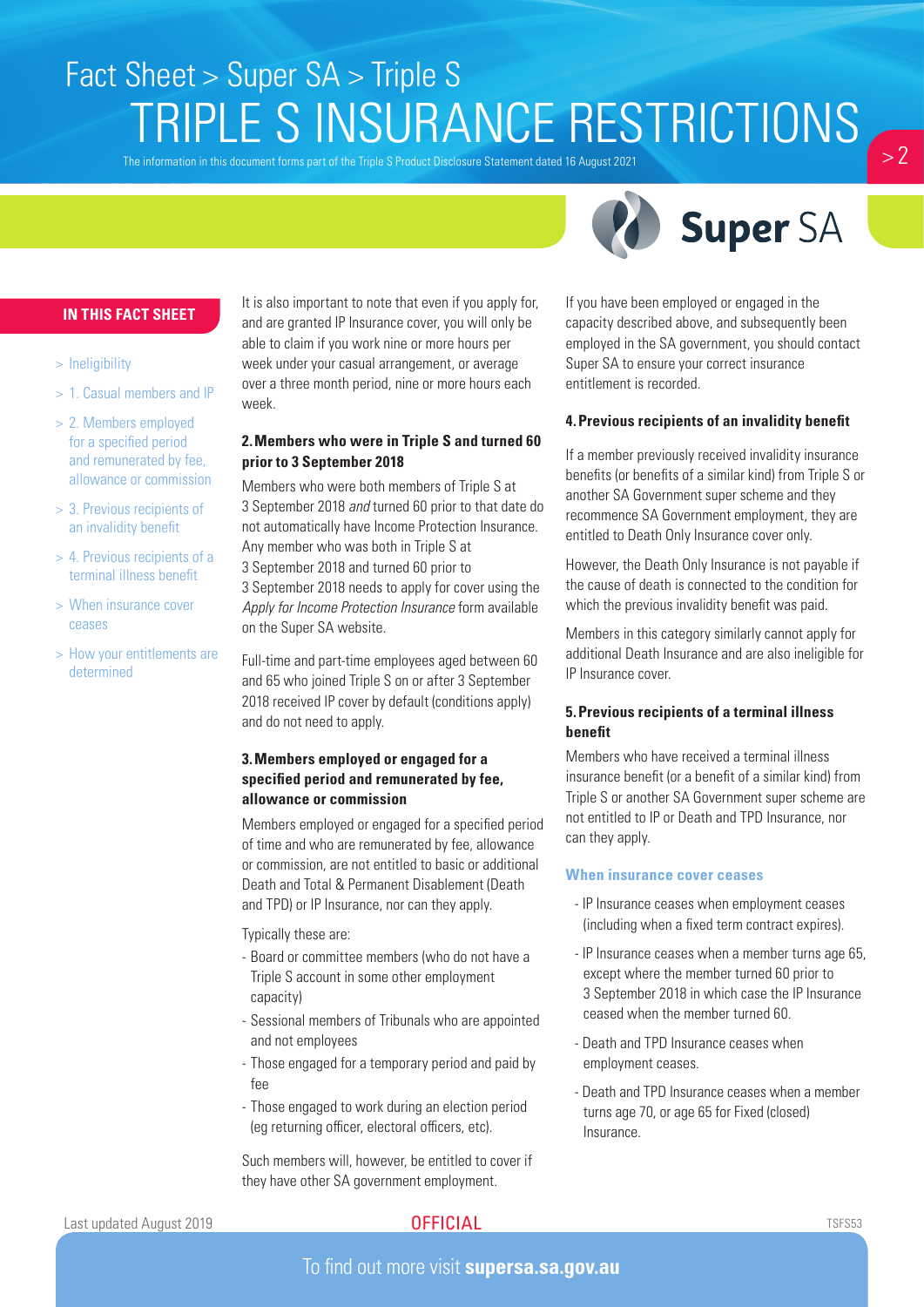# TRIPLE S INSURANCE RESTRICTIONS

The information in this document forms part of the Triple S Product Disclosure Statement dated 16 August 2021

## IN THIS FACT SHEET

- Ineligibility
- 1. Casual members and IP
- 2. Members employed for a specified period and remunerated by fee, allowance or commission
- 3. Previous recipients of an invalidity benefit
- 4. Previous recipients of a terminal illness benefit
- When insurance cover ceases
- How your entitlements are determined

It is also important to note that even if you apply for, and are granted IP Insurance cover, you will only be able to claim if you work nine or more hours per week under your casual arrangement, or average over a three month period, nine or more hours each week.

### 2. Members who were in Triple S and turned 60 prior to 3 September 2018

Members who were both members of Triple S at 3 September 2018 *and* turned 60 prior to that date do not automatically have Income Protection Insurance. Any member who was both in Triple S at 3 September 2018 and turned 60 prior to 3 September 2018 needs to apply for cover using the *Apply for Income Protection Insurance* form available on the Super SA website.

Full-time and part-time employees aged between 60 and 65 who joined Triple S on or after 3 September 2018 received IP cover by default (conditions apply) and do not need to apply.

### 3. Members employed or engaged for a specified period and remunerated by fee, allowance or commission

Members employed or engaged for a specified period of time and who are remunerated by fee, allowance or commission, are not entitled to basic or additional Death and Total & Permanent Disablement (Death and TPD) or IP Insurance, nor can they apply.

Typically these are:

- Board or committee members (who do not have a Triple S account in some other employment capacity)
- Sessional members of Tribunals who are appointed and not employees
- Those engaged for a temporary period and paid by fee
- Those engaged to work during an election period (eg returning officer, electoral officers, etc).

Such members will, however, be entitled to cover if they have other SA government employment.

If you have been employed or engaged in the capacity described above, and subsequently been employed in the SA government, you should contact Super SA to ensure your correct insurance entitlement is recorded.

### 4. Previous recipients of an invalidity benefit

If a member previously received invalidity insurance benefits (or benefits of a similar kind) from Triple S or another SA Government super scheme and they recommence SA Government employment, they are entitled to Death Only Insurance cover only.

However, the Death Only Insurance is not payable if the cause of death is connected to the condition for which the previous invalidity benefit was paid.

Members in this category similarly cannot apply for additional Death Insurance and are also ineligible for IP Insurance cover.

### 5. Previous recipients of a terminal illness benefit

Members who have received a terminal illness insurance benefit (or a benefit of a similar kind) from Triple S or another SA Government super scheme are not entitled to IP or Death and TPD Insurance, nor can they apply.

### When insurance cover ceases

- IP Insurance ceases when employment ceases (including when a fixed term contract expires).
- IP Insurance ceases when a member turns age 65, except where the member turned 60 prior to 3 September 2018 in which case the IP Insurance ceased when the member turned 60.
- Death and TPD Insurance ceases when employment ceases.
- Death and TPD Insurance ceases when a member turns age 70, or age 65 for Fixed (closed) Insurance.

Last updated August 2019

OFFICIAL

TSFS53

To find out more visit **supersa.sa.gov.au**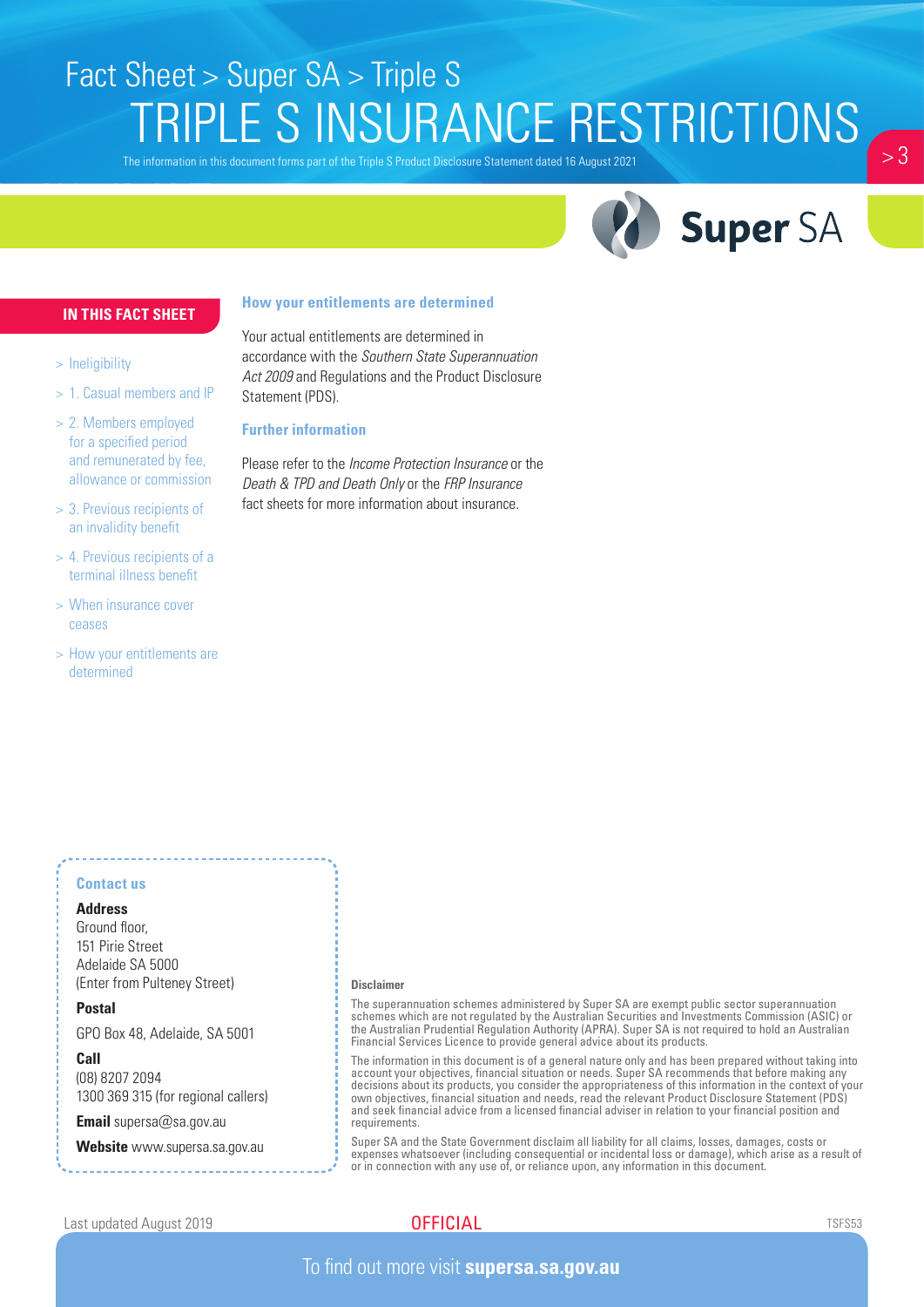# TRIPLE S INSURANCE RESTRICTIONS

Fact Sheet > Super SA > Triple S

The information in this document forms part of the Triple S Product Disclosure Statement dated 16 August 2021

**IN THIS FACT SHEET**

- Ineligibility
- 1. Casual members and IP
- 2. Members employed for a specified period and remunerated by fee, allowance or commission
- 3. Previous recipients of an invalidity benefit
- 4. Previous recipients of a terminal illness benefit
- When insurance cover ceases
- How your entitlements are determined

## How your entitlements are determined

Your actual entitlements are determined in accordance with the *Southern State Superannuation Act 2009* and Regulations and the Product Disclosure Statement (PDS).

## Further information

Please refer to the *Income Protection Insurance* or the *Death & TPD and Death Only* or the *FRP Insurance* fact sheets for more information about insurance.

### Contact us

**Address**
Ground floor,
151 Pirie Street
Adelaide SA 5000
(Enter from Pulteney Street)

**Postal**

GPO Box 48, Adelaide, SA 5001

**Call**
(08) 8207 2094
1300 369 315 (for regional callers)

**Email** supersa@sa.gov.au

**Website** www.supersa.sa.gov.au

**Disclaimer**

The superannuation schemes administered by Super SA are exempt public sector superannuation schemes which are not regulated by the Australian Securities and Investments Commission (ASIC) or the Australian Prudential Regulation Authority (APRA). Super SA is not required to hold an Australian Financial Services Licence to provide general advice about its products.

The information in this document is of a general nature only and has been prepared without taking into account your objectives, financial situation or needs. Super SA recommends that before making any decisions about its products, you consider the appropriateness of this information in the context of your own objectives, financial situation and needs, read the relevant Product Disclosure Statement (PDS) and seek financial advice from a licensed financial adviser in relation to your financial position and requirements.

Super SA and the State Government disclaim all liability for all claims, losses, damages, costs or expenses whatsoever (including consequential or incidental loss or damage), which arise as a result of or in connection with any use of, or reliance upon, any information in this document.

Last updated August 2019

OFFICIAL

TSFS53

To find out more visit **supersa.sa.gov.au**